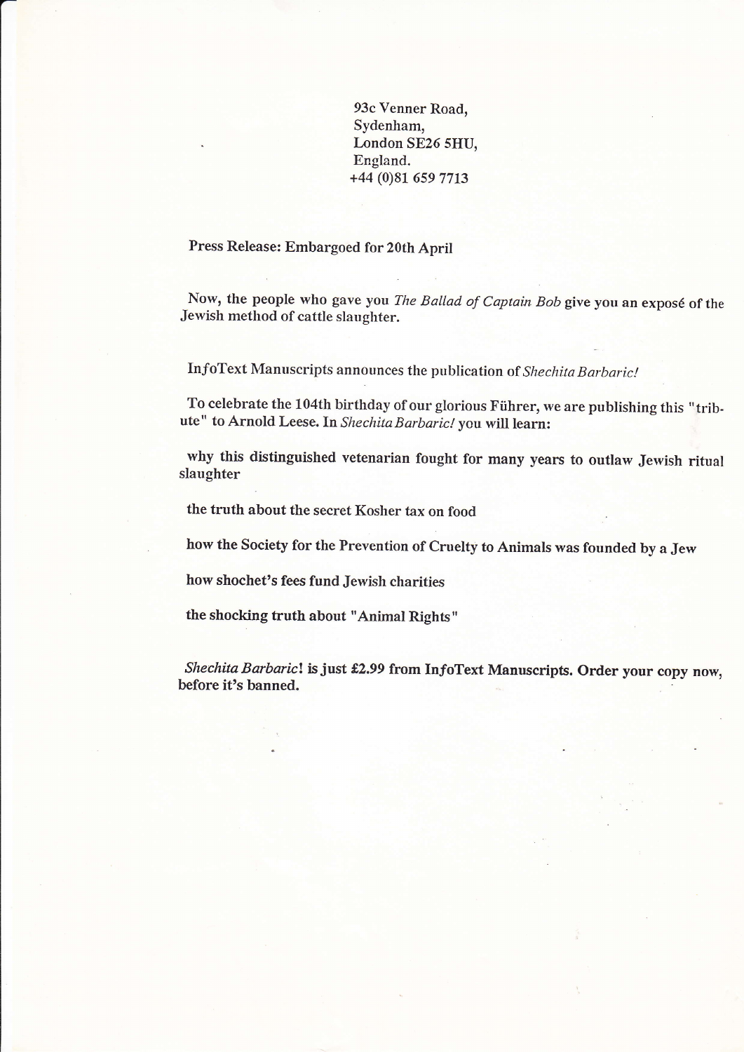93c Venner Road,
Sydenham,
London SE26 5HU,
England.
+44 (0)81 659 7713

Press Release: Embargoed for 20th April

Now, the people who gave you *The Ballad of Captain Bob* give you an exposé of the Jewish method of cattle slaughter.

InfoText Manuscripts announces the publication of *Shechita Barbaric!*

To celebrate the 104th birthday of our glorious Führer, we are publishing this "tribute" to Arnold Leese. In *Shechita Barbaric!* you will learn:

why this distinguished vetenarian fought for many years to outlaw Jewish ritual slaughter

the truth about the secret Kosher tax on food

how the Society for the Prevention of Cruelty to Animals was founded by a Jew

how shochet's fees fund Jewish charities

the shocking truth about "Animal Rights"

*Shechita Barbaric!* is just £2.99 from InfoText Manuscripts. Order your copy now, before it's banned.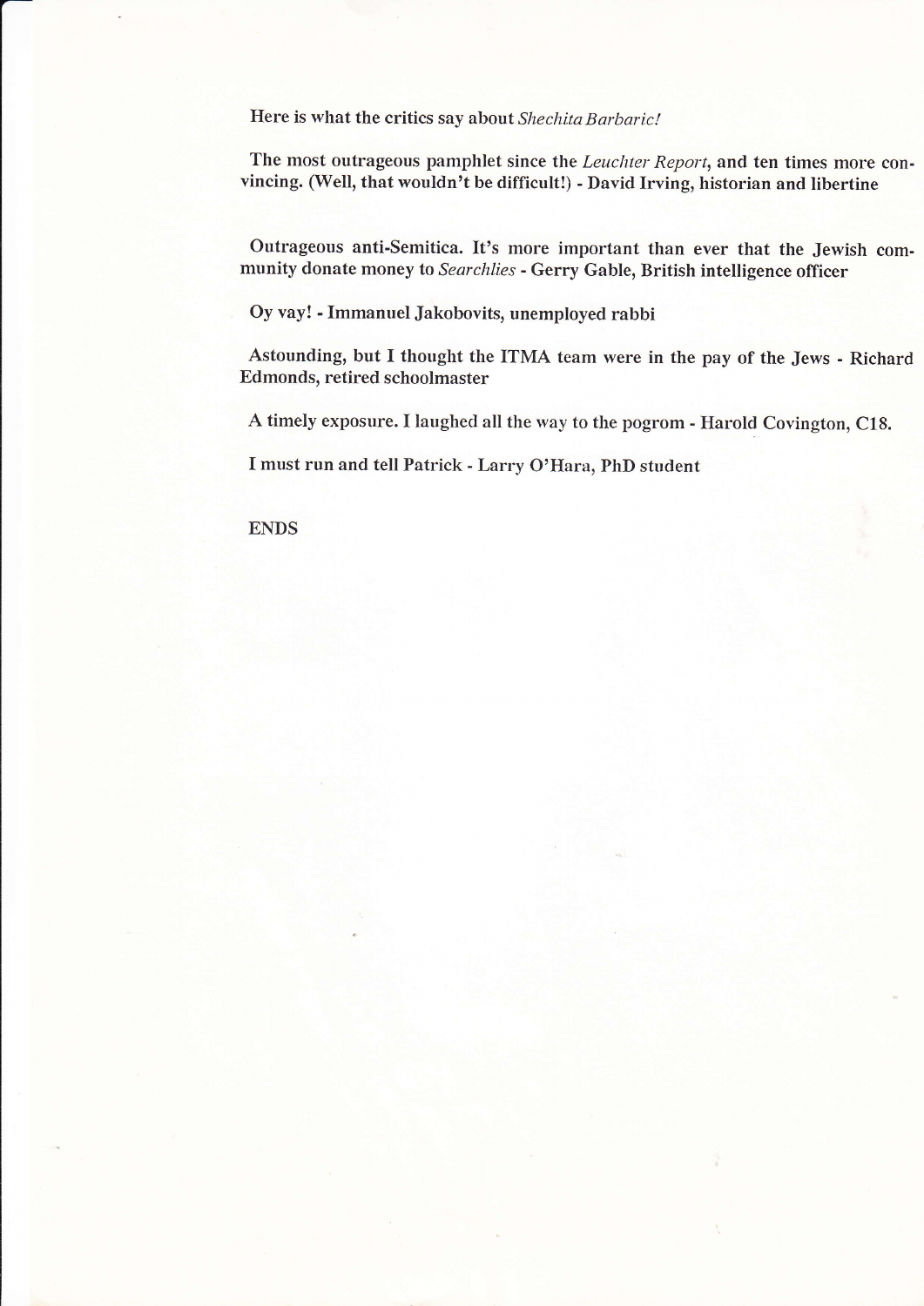Here is what the critics say about *Shechita Barbaric!*

The most outrageous pamphlet since the *Leuchter Report*, and ten times more convincing. (Well, that wouldn't be difficult!) - David Irving, historian and libertine

Outrageous anti-Semitica. It's more important than ever that the Jewish community donate money to *Searchlies* - Gerry Gable, British intelligence officer

Oy vay! - Immanuel Jakobovits, unemployed rabbi

Astounding, but I thought the ITMA team were in the pay of the Jews - Richard Edmonds, retired schoolmaster

A timely exposure. I laughed all the way to the pogrom - Harold Covington, C18.

I must run and tell Patrick - Larry O'Hara, PhD student

ENDS